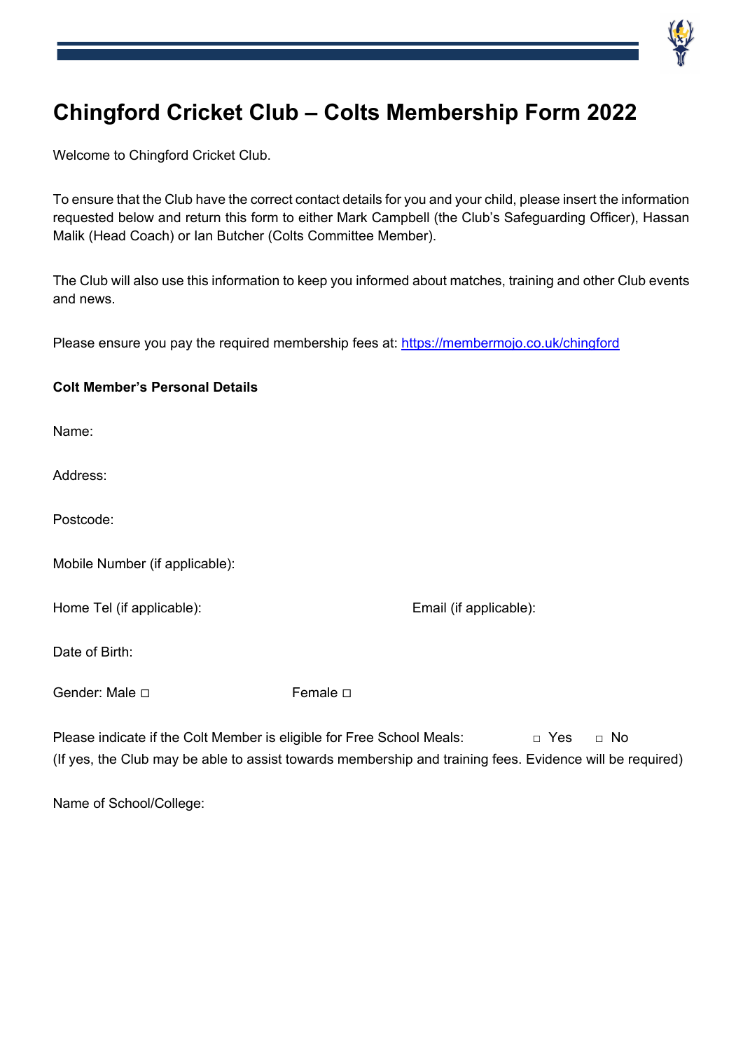# Chingford Cricket Club – Colts Membership Form 2022

Welcome to Chingford Cricket Club.

To ensure that the Club have the correct contact details for you and your child, please insert the information requested below and return this form to either Mark Campbell (the Club's Safeguarding Officer), Hassan Malik (Head Coach) or Ian Butcher (Colts Committee Member).

The Club will also use this information to keep you informed about matches, training and other Club events and news.

Please ensure you pay the required membership fees at: [https://membermojo.co.uk/chingford](https://membermojo.co.uk/chingford)

**Colt Member's Personal Details**

Name:

Address:

Postcode:

Mobile Number (if applicable):

Home Tel (if applicable): Email (if applicable):

Date of Birth:

Gender: Male □ Female □

Please indicate if the Colt Member is eligible for Free School Meals: □ Yes □ No
(If yes, the Club may be able to assist towards membership and training fees. Evidence will be required)

Name of School/College: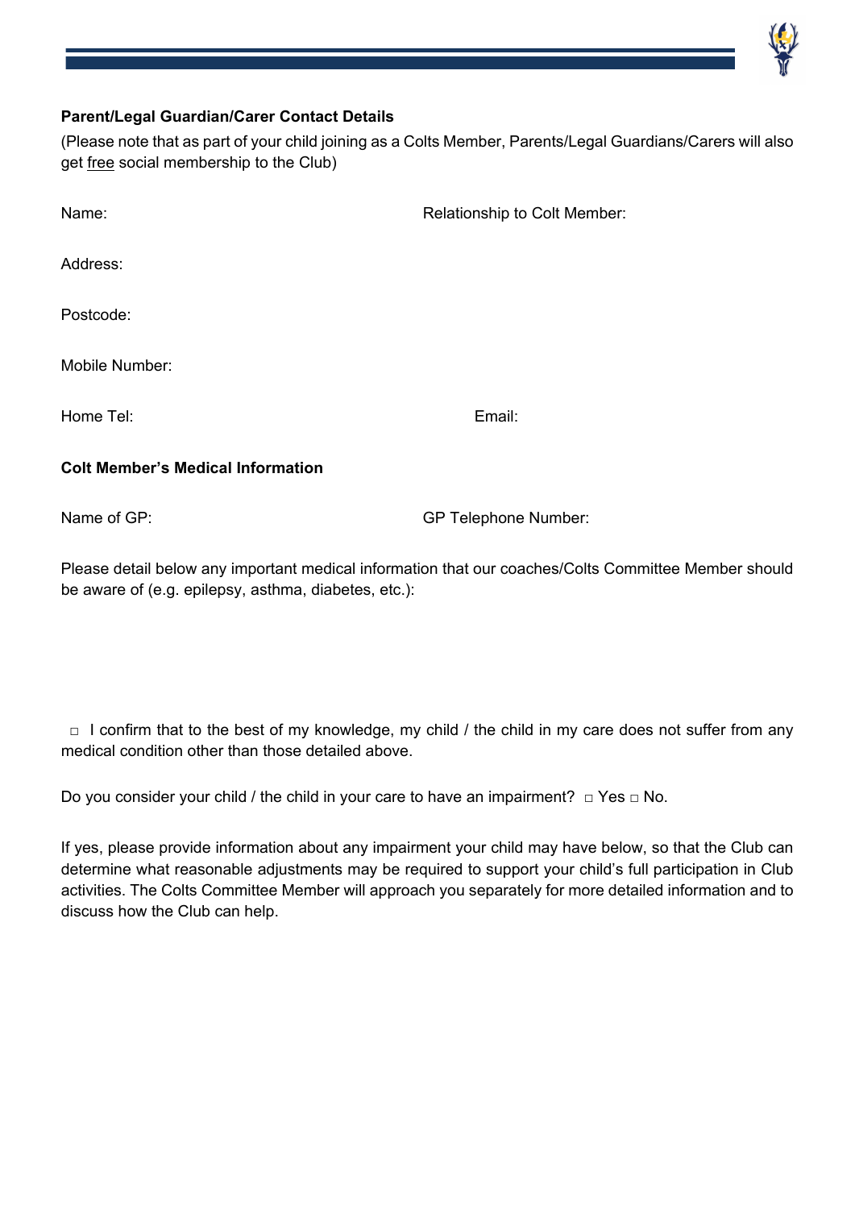**Parent/Legal Guardian/Carer Contact Details**

(Please note that as part of your child joining as a Colts Member, Parents/Legal Guardians/Carers will also get <u>free</u> social membership to the Club)

Name: Relationship to Colt Member:

Address:

Postcode:

Mobile Number:

Home Tel: Email:

**Colt Member's Medical Information**

Name of GP: GP Telephone Number:

Please detail below any important medical information that our coaches/Colts Committee Member should be aware of (e.g. epilepsy, asthma, diabetes, etc.):

□ I confirm that to the best of my knowledge, my child / the child in my care does not suffer from any medical condition other than those detailed above.

Do you consider your child / the child in your care to have an impairment? □ Yes □ No.

If yes, please provide information about any impairment your child may have below, so that the Club can determine what reasonable adjustments may be required to support your child's full participation in Club activities. The Colts Committee Member will approach you separately for more detailed information and to discuss how the Club can help.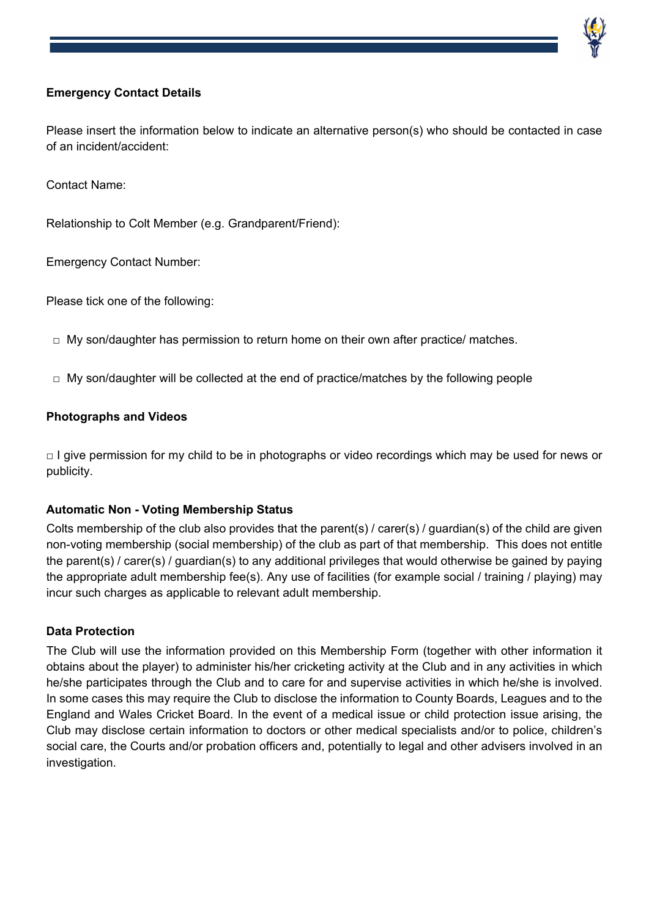**Emergency Contact Details**

Please insert the information below to indicate an alternative person(s) who should be contacted in case of an incident/accident:

Contact Name:

Relationship to Colt Member (e.g. Grandparent/Friend):

Emergency Contact Number:

Please tick one of the following:

□ My son/daughter has permission to return home on their own after practice/ matches.

□ My son/daughter will be collected at the end of practice/matches by the following people

**Photographs and Videos**

□ I give permission for my child to be in photographs or video recordings which may be used for news or publicity.

**Automatic Non - Voting Membership Status**

Colts membership of the club also provides that the parent(s) / carer(s) / guardian(s) of the child are given non-voting membership (social membership) of the club as part of that membership. This does not entitle the parent(s) / carer(s) / guardian(s) to any additional privileges that would otherwise be gained by paying the appropriate adult membership fee(s). Any use of facilities (for example social / training / playing) may incur such charges as applicable to relevant adult membership.

**Data Protection**

The Club will use the information provided on this Membership Form (together with other information it obtains about the player) to administer his/her cricketing activity at the Club and in any activities in which he/she participates through the Club and to care for and supervise activities in which he/she is involved. In some cases this may require the Club to disclose the information to County Boards, Leagues and to the England and Wales Cricket Board. In the event of a medical issue or child protection issue arising, the Club may disclose certain information to doctors or other medical specialists and/or to police, children's social care, the Courts and/or probation officers and, potentially to legal and other advisers involved in an investigation.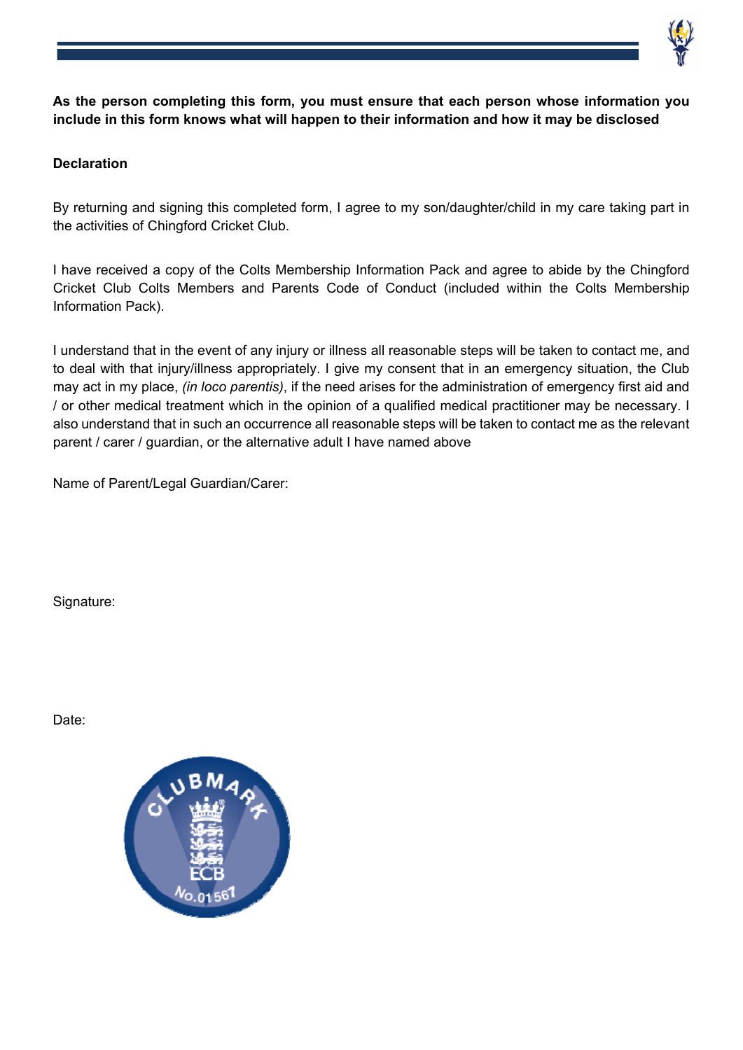**As the person completing this form, you must ensure that each person whose information you include in this form knows what will happen to their information and how it may be disclosed**

**Declaration**

By returning and signing this completed form, I agree to my son/daughter/child in my care taking part in the activities of Chingford Cricket Club.

I have received a copy of the Colts Membership Information Pack and agree to abide by the Chingford Cricket Club Colts Members and Parents Code of Conduct (included within the Colts Membership Information Pack).

I understand that in the event of any injury or illness all reasonable steps will be taken to contact me, and to deal with that injury/illness appropriately. I give my consent that in an emergency situation, the Club may act in my place, *(in loco parentis)*, if the need arises for the administration of emergency first aid and / or other medical treatment which in the opinion of a qualified medical practitioner may be necessary. I also understand that in such an occurrence all reasonable steps will be taken to contact me as the relevant parent / carer / guardian, or the alternative adult I have named above

Name of Parent/Legal Guardian/Carer:

Signature:

Date:

CLUBMARK ECB No.01567